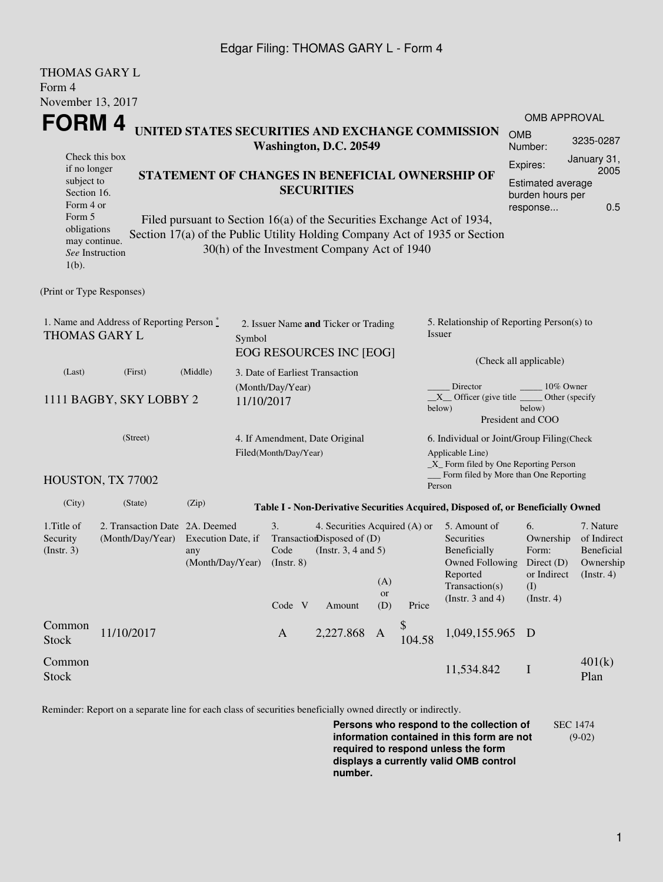THOMAS GARY L
Form 4
November 13, 2017

# FORM 4

**UNITED STATES SECURITIES AND EXCHANGE COMMISSION**
**Washington, D.C. 20549**

| OMB APPROVAL | |
|---|---|
| OMB Number: | 3235-0287 |
| Expires: | January 31, 2005 |
| Estimated average burden hours per response... | 0.5 |

Check this box if no longer subject to Section 16. Form 4 or Form 5 obligations may continue. *See* Instruction 1(b).

## STATEMENT OF CHANGES IN BENEFICIAL OWNERSHIP OF SECURITIES

Filed pursuant to Section 16(a) of the Securities Exchange Act of 1934, Section 17(a) of the Public Utility Holding Company Act of 1935 or Section 30(h) of the Investment Company Act of 1940

(Print or Type Responses)

1. Name and Address of Reporting Person *
THOMAS GARY L

(Last) (First) (Middle)

1111 BAGBY, SKY LOBBY 2

(Street)

HOUSTON, TX 77002

(City) (State) (Zip)

2. Issuer Name **and** Ticker or Trading Symbol
EOG RESOURCES INC [EOG]

3. Date of Earliest Transaction (Month/Day/Year)
11/10/2017

4. If Amendment, Date Original Filed(Month/Day/Year)

5. Relationship of Reporting Person(s) to Issuer

(Check all applicable)

_____ Director _____ 10% Owner
__X__ Officer (give title below) _____ Other (specify below)
President and COO

6. Individual or Joint/Group Filing(Check Applicable Line)
_X_ Form filed by One Reporting Person
___ Form filed by More than One Reporting Person

**Table I - Non-Derivative Securities Acquired, Disposed of, or Beneficially Owned**

| 1.Title of Security (Instr. 3) | 2. Transaction Date (Month/Day/Year) | 2A. Deemed Execution Date, if any (Month/Day/Year) | 3. Transaction Code (Instr. 8) | | 4. Securities Acquired (A) or Disposed of (D) (Instr. 3, 4 and 5) | | | 5. Amount of Securities Beneficially Owned Following Reported Transaction(s) (Instr. 3 and 4) | 6. Ownership Form: Direct (D) or Indirect (I) (Instr. 4) | 7. Nature of Indirect Beneficial Ownership (Instr. 4) |
|---|---|---|---|---|---|---|---|---|---|---|
| | | | Code | V | Amount | (A) or (D) | Price | | | |
| Common Stock | 11/10/2017 | | A | | 2,227.868 | A | $ 104.58 | 1,049,155.965 | D | |
| Common Stock | | | | | | | | 11,534.842 | I | 401(k) Plan |

Reminder: Report on a separate line for each class of securities beneficially owned directly or indirectly.

**Persons who respond to the collection of information contained in this form are not required to respond unless the form displays a currently valid OMB control number.**

SEC 1474 (9-02)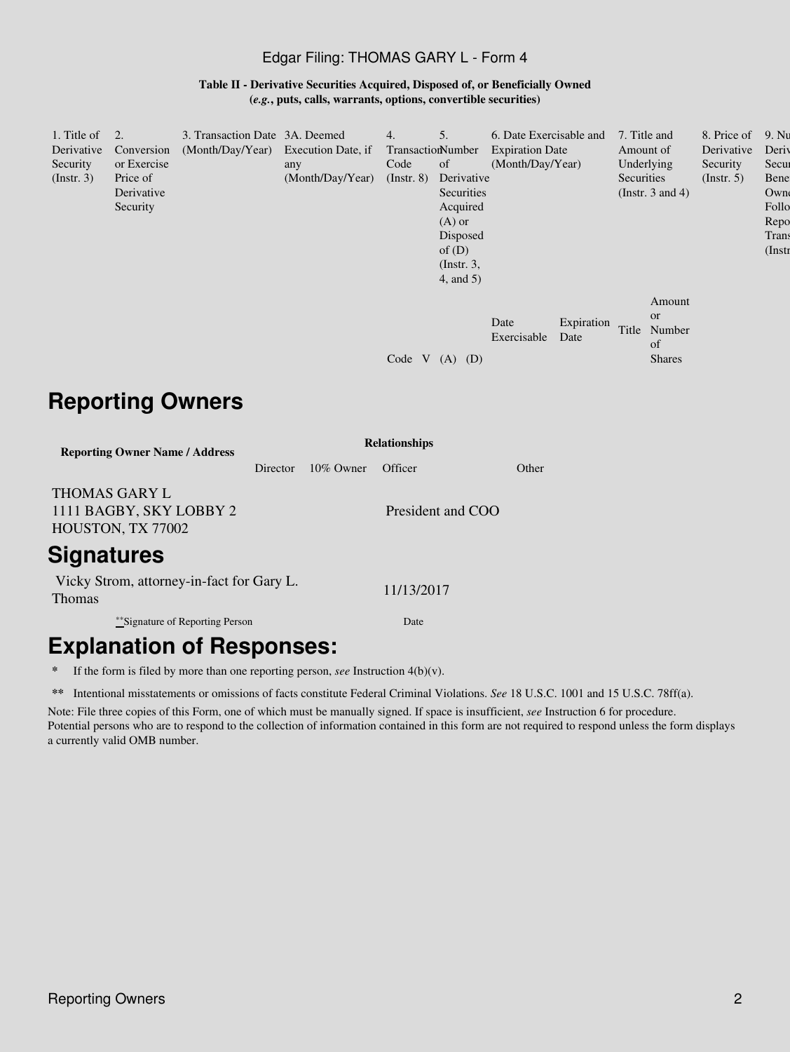**Table II - Derivative Securities Acquired, Disposed of, or Beneficially Owned**
**(*e.g.*, puts, calls, warrants, options, convertible securities)**

| 1. Title of Derivative Security (Instr. 3) | 2. Conversion or Exercise Price of Derivative Security | 3. Transaction Date (Month/Day/Year) | 3A. Deemed Execution Date, if any (Month/Day/Year) | 4. Transaction Code (Instr. 8) | | 5. Number of Derivative Securities Acquired (A) or Disposed of (D) (Instr. 3, 4, and 5) | | 6. Date Exercisable and Expiration Date (Month/Day/Year) | | 7. Title and Amount of Underlying Securities (Instr. 3 and 4) | | 8. Price of Derivative Security (Instr. 5) | 9. Nu Deriv Secur Bene Owne Follo Repo Trans (Instr |
|---|---|---|---|---|---|---|---|---|---|---|---|---|---|
| | | | | Code | V | (A) | (D) | Date Exercisable | Expiration Date | Title | Amount or Number of Shares | | |

## Reporting Owners

| Reporting Owner Name / Address | Relationships | | | |
|---|---|---|---|---|
| | Director | 10% Owner | Officer | Other |
| THOMAS GARY L<br>1111 BAGBY, SKY LOBBY 2<br>HOUSTON, TX 77002 | | | President and COO | |

## Signatures

| | |
|---|---|
| Vicky Strom, attorney-in-fact for Gary L. Thomas | 11/13/2017 |
| **Signature of Reporting Person | Date |

## Explanation of Responses:

\* If the form is filed by more than one reporting person, *see* Instruction 4(b)(v).

** Intentional misstatements or omissions of facts constitute Federal Criminal Violations. *See* 18 U.S.C. 1001 and 15 U.S.C. 78ff(a).

Note: File three copies of this Form, one of which must be manually signed. If space is insufficient, *see* Instruction 6 for procedure.
Potential persons who are to respond to the collection of information contained in this form are not required to respond unless the form displays a currently valid OMB number.